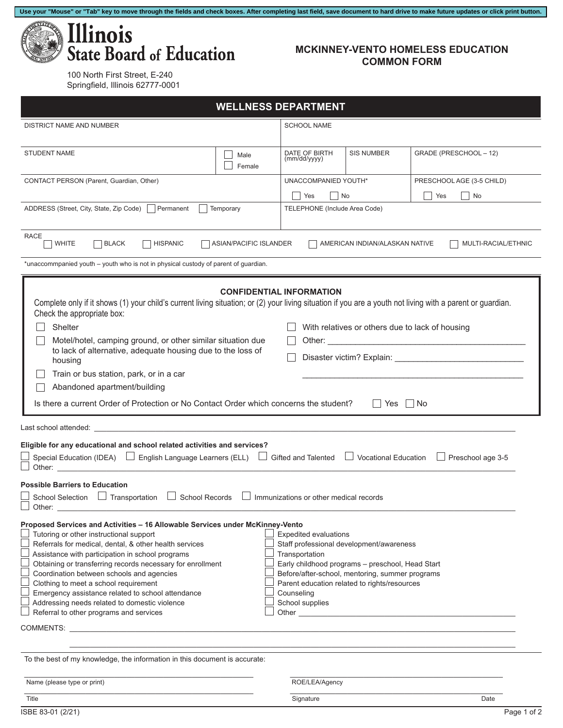Use your "Mouse" or "Tab" key to move through the fields and check boxes. After completing last field, save document to hard drive to make future updates or click print button.

# Illinois State Board of Education

100 North First Street, E-240
Springfield, Illinois 62777-0001

## MCKINNEY-VENTO HOMELESS EDUCATION COMMON FORM

## WELLNESS DEPARTMENT

| DISTRICT NAME AND NUMBER | | SCHOOL NAME | | |
|---|---|---|---|---|
| STUDENT NAME | ☐ Male ☐ Female | DATE OF BIRTH (mm/dd/yyyy) | SIS NUMBER | GRADE (PRESCHOOL – 12) |
| CONTACT PERSON (Parent, Guardian, Other) | | UNACCOMPANIED YOUTH* ☐ Yes ☐ No | | PRESCHOOL AGE (3-5 CHILD) ☐ Yes ☐ No |
| ADDRESS (Street, City, State, Zip Code) ☐ Permanent ☐ Temporary | | TELEPHONE (Include Area Code) | | |

RACE ☐ WHITE ☐ BLACK ☐ HISPANIC ☐ ASIAN/PACIFIC ISLANDER ☐ AMERICAN INDIAN/ALASKAN NATIVE ☐ MULTI-RACIAL/ETHNIC

*unaccommpanied youth – youth who is not in physical custody of parent of guardian.

### CONFIDENTIAL INFORMATION

Complete only if it shows (1) your child's current living situation; or (2) your living situation if you are a youth not living with a parent or guardian. Check the appropriate box:

- ☐ Shelter
- ☐ Motel/hotel, camping ground, or other similar situation due to lack of alternative, adequate housing due to the loss of housing
- ☐ Train or bus station, park, or in a car
- ☐ Abandoned apartment/building
- ☐ With relatives or others due to lack of housing
- ☐ Other: ____________________
- ☐ Disaster victim? Explain: ____________________

Is there a current Order of Protection or No Contact Order which concerns the student? ☐ Yes ☐ No

Last school attended: ____________________

**Eligible for any educational and school related activities and services?**

☐ Special Education (IDEA) ☐ English Language Learners (ELL) ☐ Gifted and Talented ☐ Vocational Education ☐ Preschool age 3-5
☐ Other: ____________________

**Possible Barriers to Education**

☐ School Selection ☐ Transportation ☐ School Records ☐ Immunizations or other medical records
☐ Other: ____________________

**Proposed Services and Activities – 16 Allowable Services under McKinney-Vento**

- ☐ Tutoring or other instructional support
- ☐ Referrals for medical, dental, & other health services
- ☐ Assistance with participation in school programs
- ☐ Obtaining or transferring records necessary for enrollment
- ☐ Coordination between schools and agencies
- ☐ Clothing to meet a school requirement
- ☐ Emergency assistance related to school attendance
- ☐ Addressing needs related to domestic violence
- ☐ Referral to other programs and services
- ☐ Expedited evaluations
- ☐ Staff professional development/awareness
- ☐ Transportation
- ☐ Early childhood programs – preschool, Head Start
- ☐ Before/after-school, mentoring, summer programs
- ☐ Parent education related to rights/resources
- ☐ Counseling
- ☐ School supplies
- ☐ Other ____________________

COMMENTS: ____________________

To the best of my knowledge, the information in this document is accurate:

| | |
|---|---|
| Name (please type or print) | ROE/LEA/Agency |
| Title | Signature / Date |

ISBE 83-01 (2/21)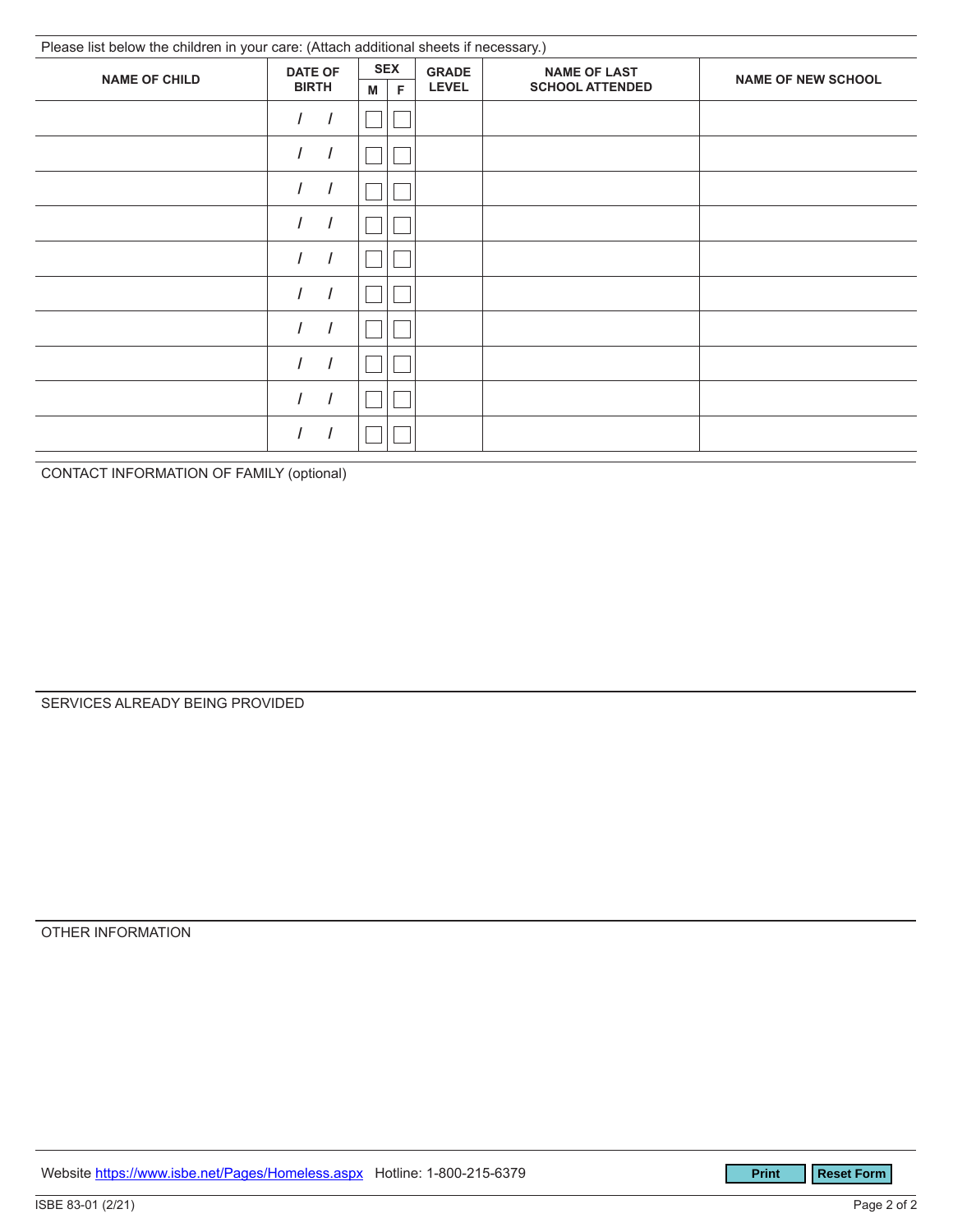Please list below the children in your care: (Attach additional sheets if necessary.)

| NAME OF CHILD | DATE OF BIRTH | SEX | | GRADE LEVEL | NAME OF LAST SCHOOL ATTENDED | NAME OF NEW SCHOOL |
|---|---|---|---|---|---|---|
| | | M | F | | | |
| | / / | ☐ | ☐ | | | |
| | / / | ☐ | ☐ | | | |
| | / / | ☐ | ☐ | | | |
| | / / | ☐ | ☐ | | | |
| | / / | ☐ | ☐ | | | |
| | / / | ☐ | ☐ | | | |
| | / / | ☐ | ☐ | | | |
| | / / | ☐ | ☐ | | | |
| | / / | ☐ | ☐ | | | |
| | / / | ☐ | ☐ | | | |

CONTACT INFORMATION OF FAMILY (optional)

SERVICES ALREADY BEING PROVIDED

OTHER INFORMATION

Website https://www.isbe.net/Pages/Homeless.aspx Hotline: 1-800-215-6379

Print Reset Form

ISBE 83-01 (2/21)